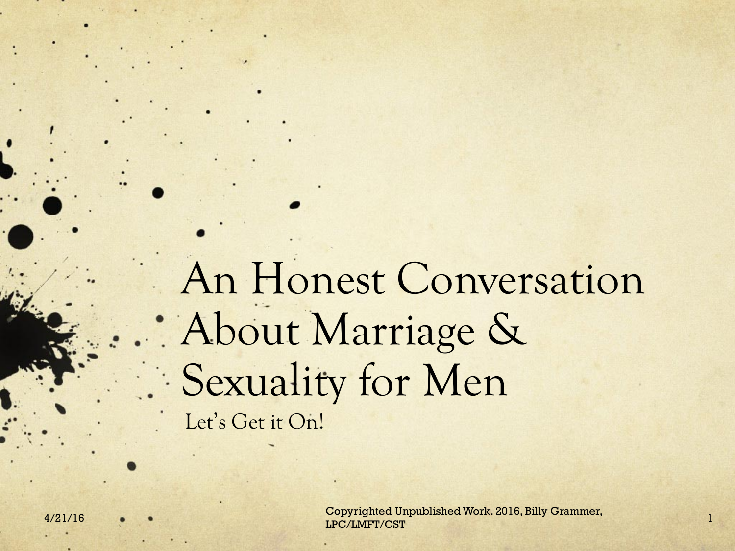# An Honest Conversation About Marriage & Sexuality for Men

Let's Get it On!

4/21/16

Copyrighted Unpublished Work. 2016, Billy Grammer, LPC/LMFT/CST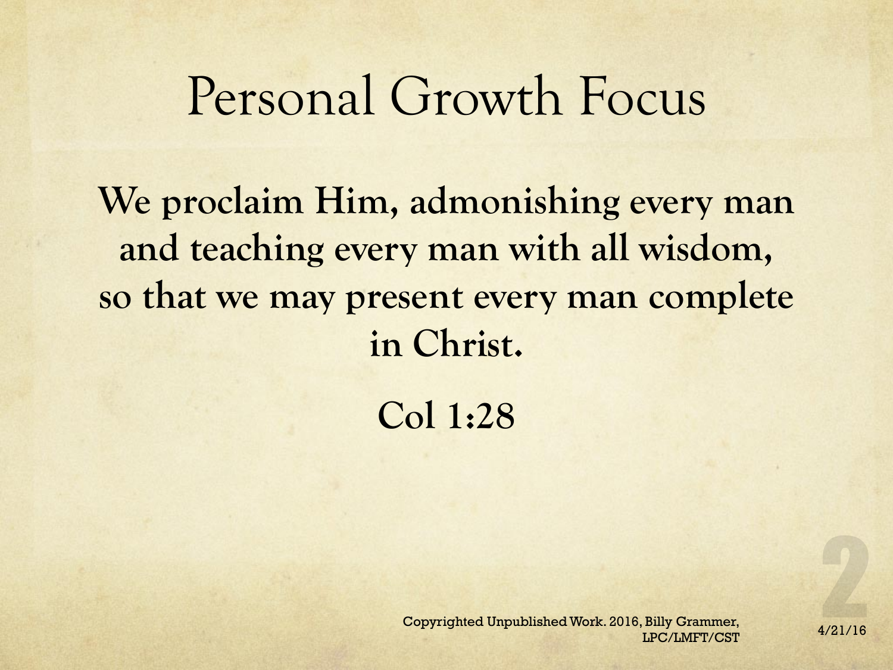# Personal Growth Focus

**We proclaim Him, admonishing every man and teaching every man with all wisdom, so that we may present every man complete in Christ.**

**Col 1:28**

Copyrighted Unpublished Work. 2016, Billy Grammer, LPC/LMFT/CST

4/21/16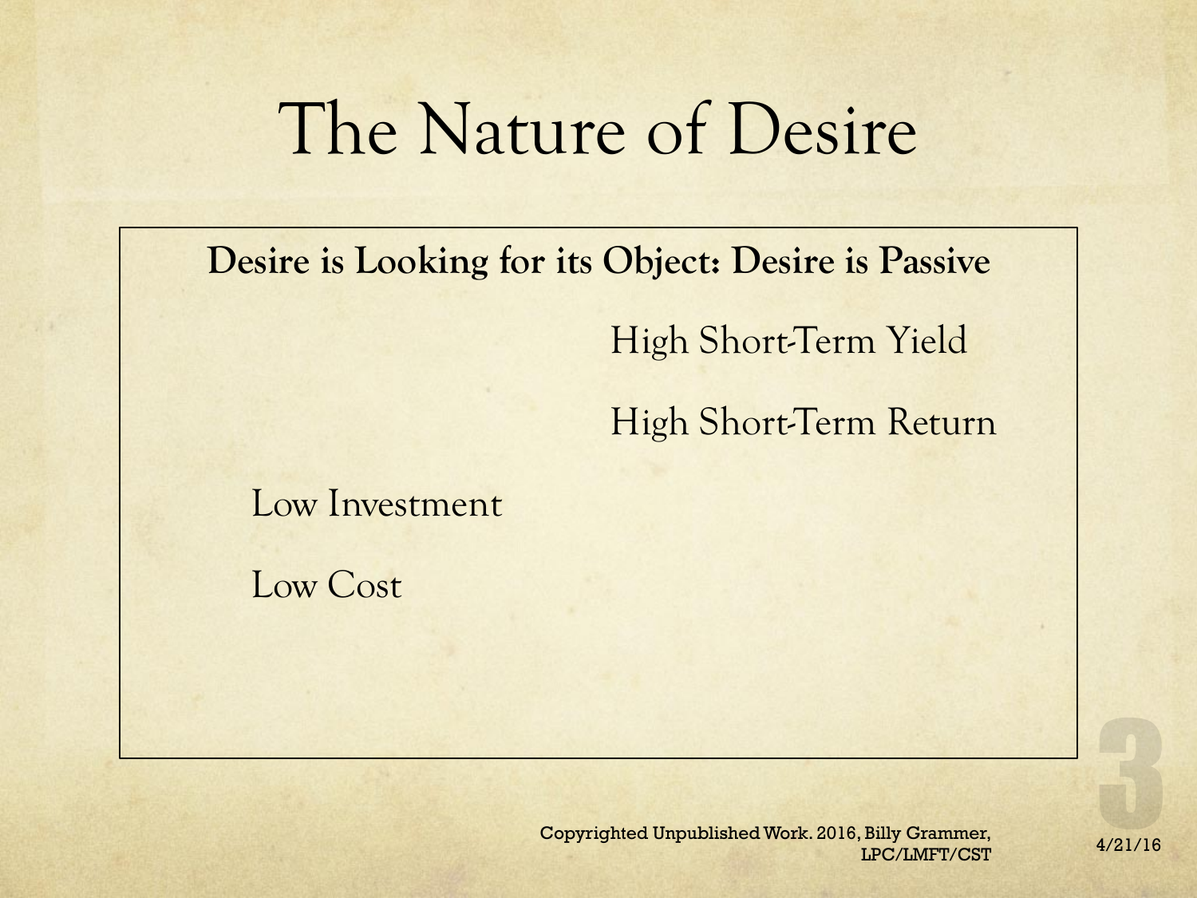# The Nature of Desire

**Desire is Looking for its Object: Desire is Passive**

High Short-Term Yield

High Short-Term Return

Low Investment

Low Cost

Copyrighted Unpublished Work. 2016, Billy Grammer, LPC/LMFT/CST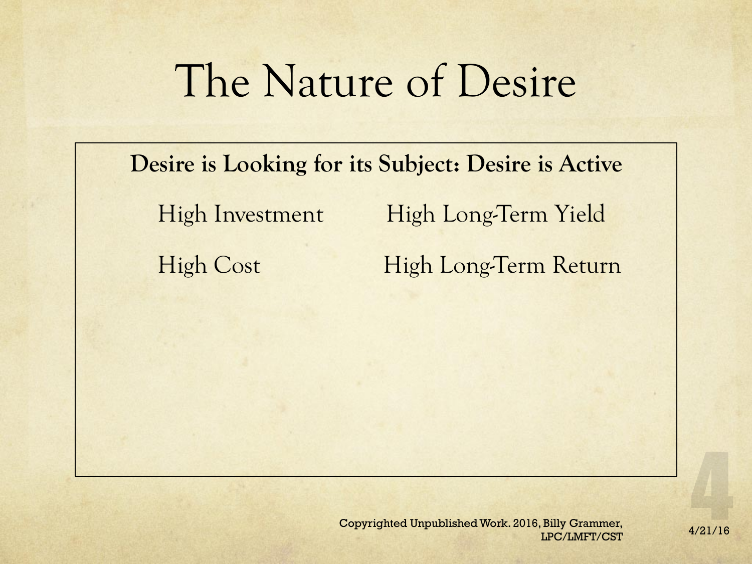# The Nature of Desire

**Desire is Looking for its Subject: Desire is Active**

| | |
|---|---|
| High Investment | High Long-Term Yield |
| High Cost | High Long-Term Return |

Copyrighted Unpublished Work. 2016, Billy Grammer, LPC/LMFT/CST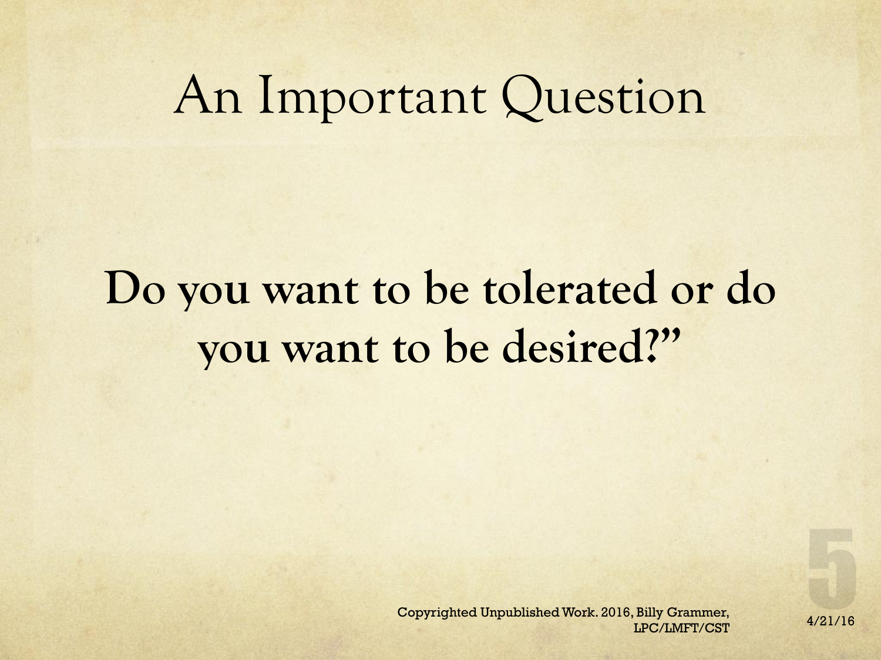# An Important Question

**Do you want to be tolerated or do you want to be desired?"**

Copyrighted Unpublished Work. 2016, Billy Grammer, LPC/LMFT/CST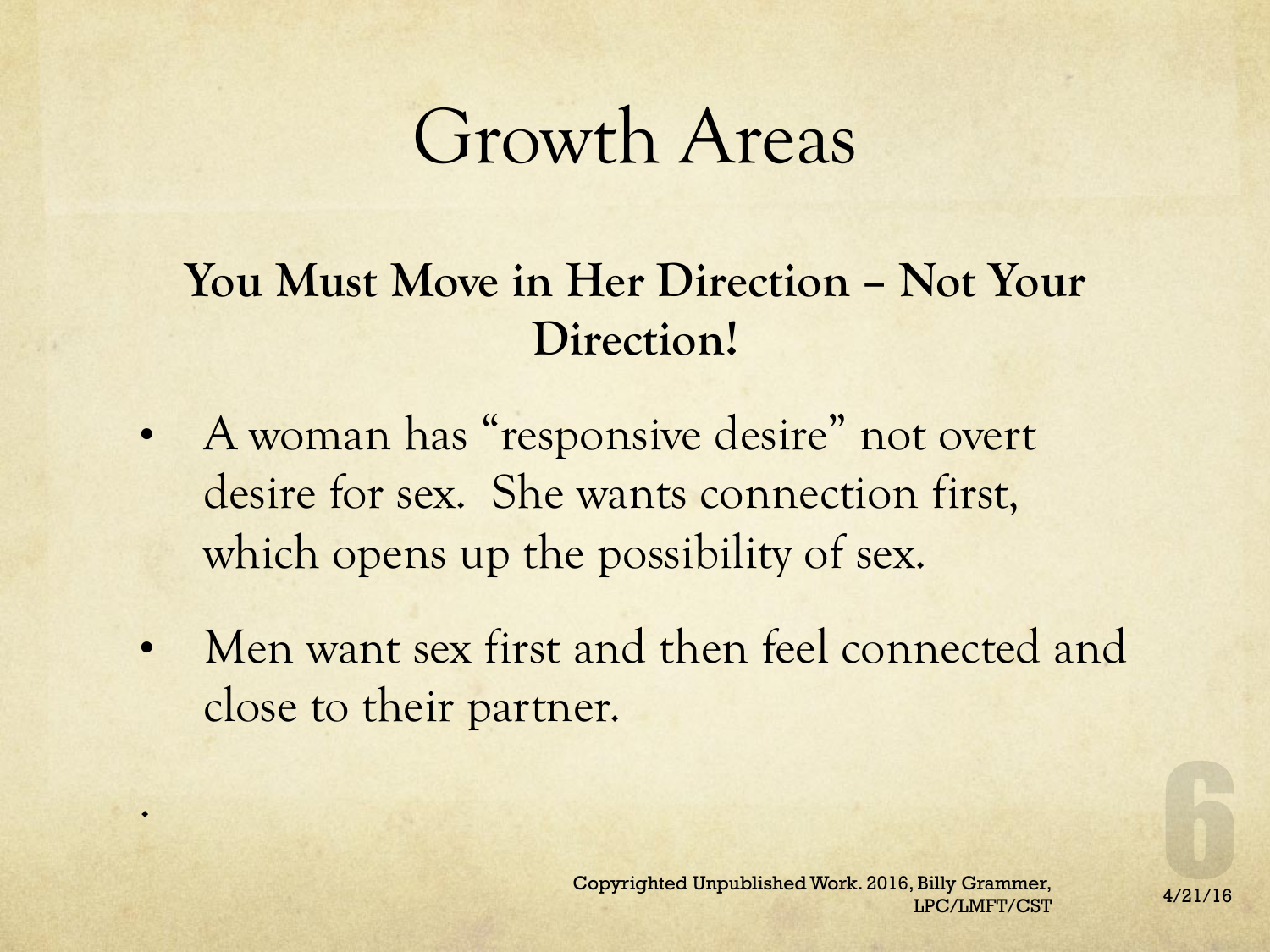# Growth Areas

**You Must Move in Her Direction – Not Your Direction!**

- A woman has "responsive desire" not overt desire for sex. She wants connection first, which opens up the possibility of sex.
- Men want sex first and then feel connected and close to their partner.

Copyrighted Unpublished Work. 2016, Billy Grammer, LPC/LMFT/CST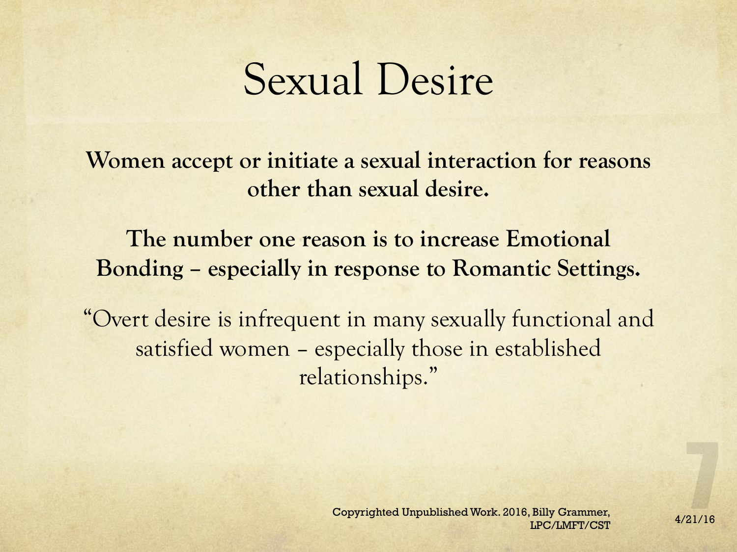# Sexual Desire

**Women accept or initiate a sexual interaction for reasons other than sexual desire.**

**The number one reason is to increase Emotional Bonding – especially in response to Romantic Settings.**

"Overt desire is infrequent in many sexually functional and satisfied women – especially those in established relationships."

Copyrighted Unpublished Work. 2016, Billy Grammer, LPC/LMFT/CST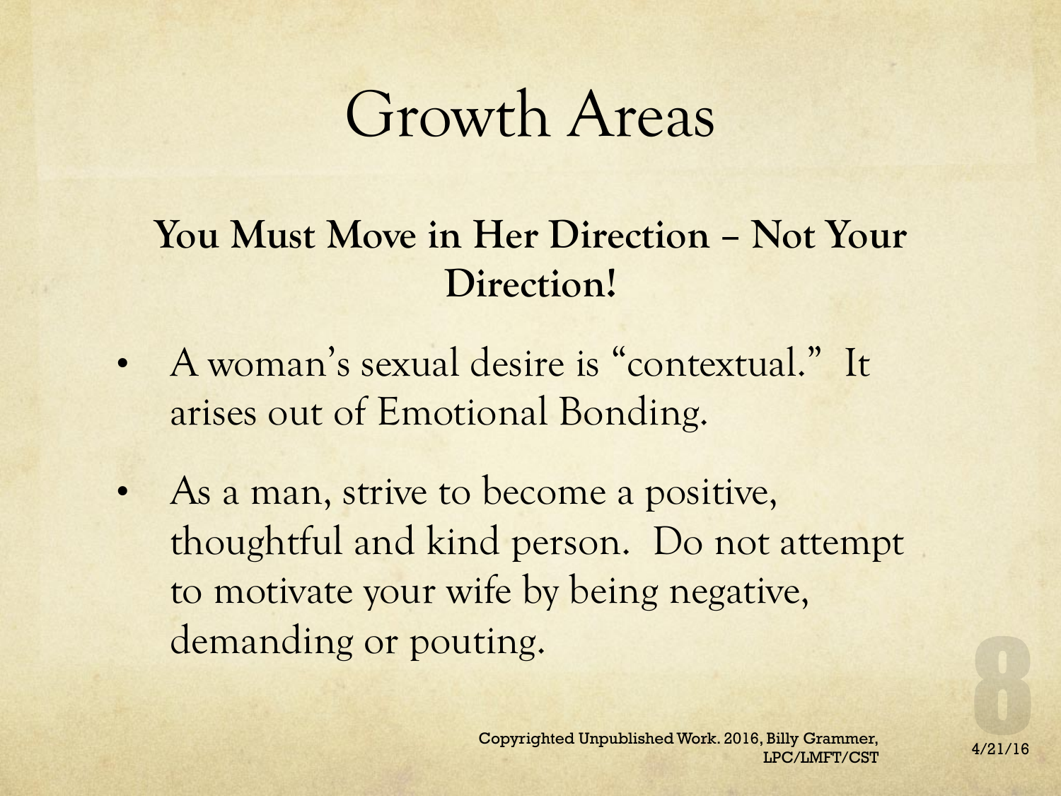# Growth Areas

**You Must Move in Her Direction – Not Your Direction!**

- A woman's sexual desire is "contextual." It arises out of Emotional Bonding.
- As a man, strive to become a positive, thoughtful and kind person. Do not attempt to motivate your wife by being negative, demanding or pouting.

Copyrighted Unpublished Work. 2016, Billy Grammer, LPC/LMFT/CST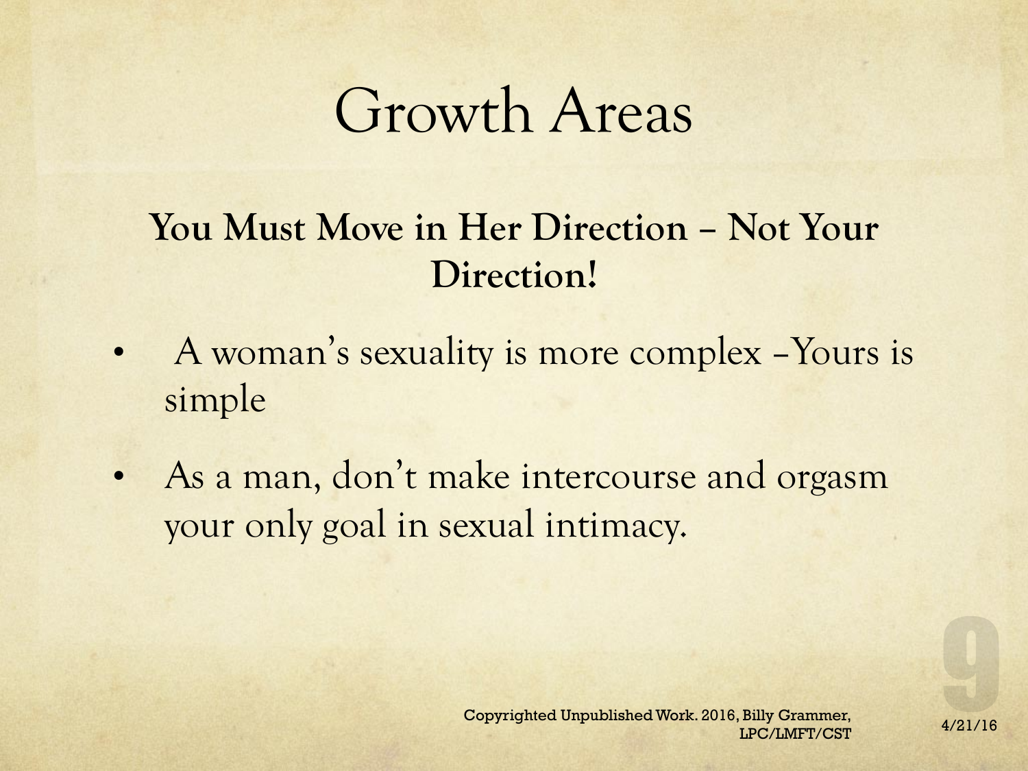# Growth Areas

**You Must Move in Her Direction – Not Your Direction!**

- A woman's sexuality is more complex –Yours is simple
- As a man, don't make intercourse and orgasm your only goal in sexual intimacy.

Copyrighted Unpublished Work. 2016, Billy Grammer, LPC/LMFT/CST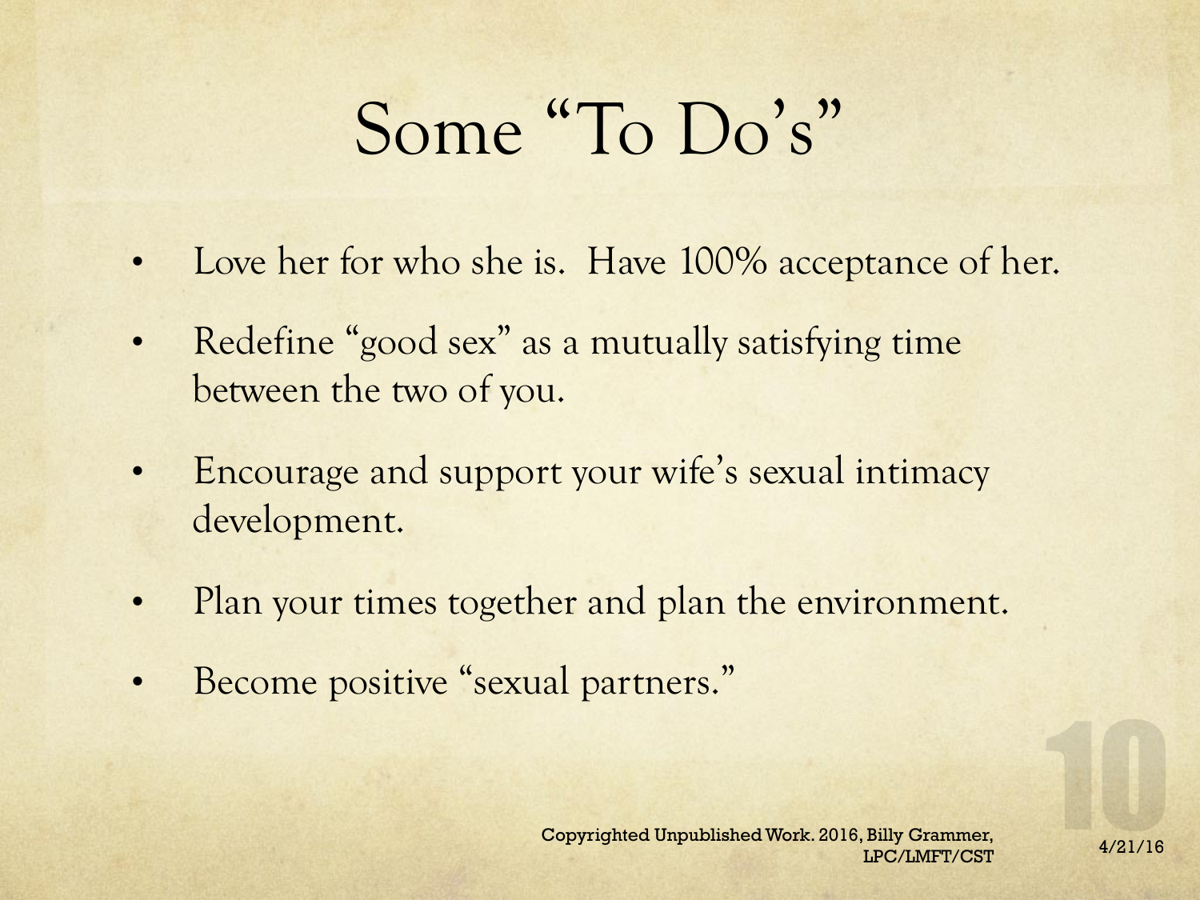# Some "To Do's"

- Love her for who she is. Have 100% acceptance of her.
- Redefine "good sex" as a mutually satisfying time between the two of you.
- Encourage and support your wife's sexual intimacy development.
- Plan your times together and plan the environment.
- Become positive "sexual partners."

Copyrighted Unpublished Work. 2016, Billy Grammer, LPC/LMFT/CST